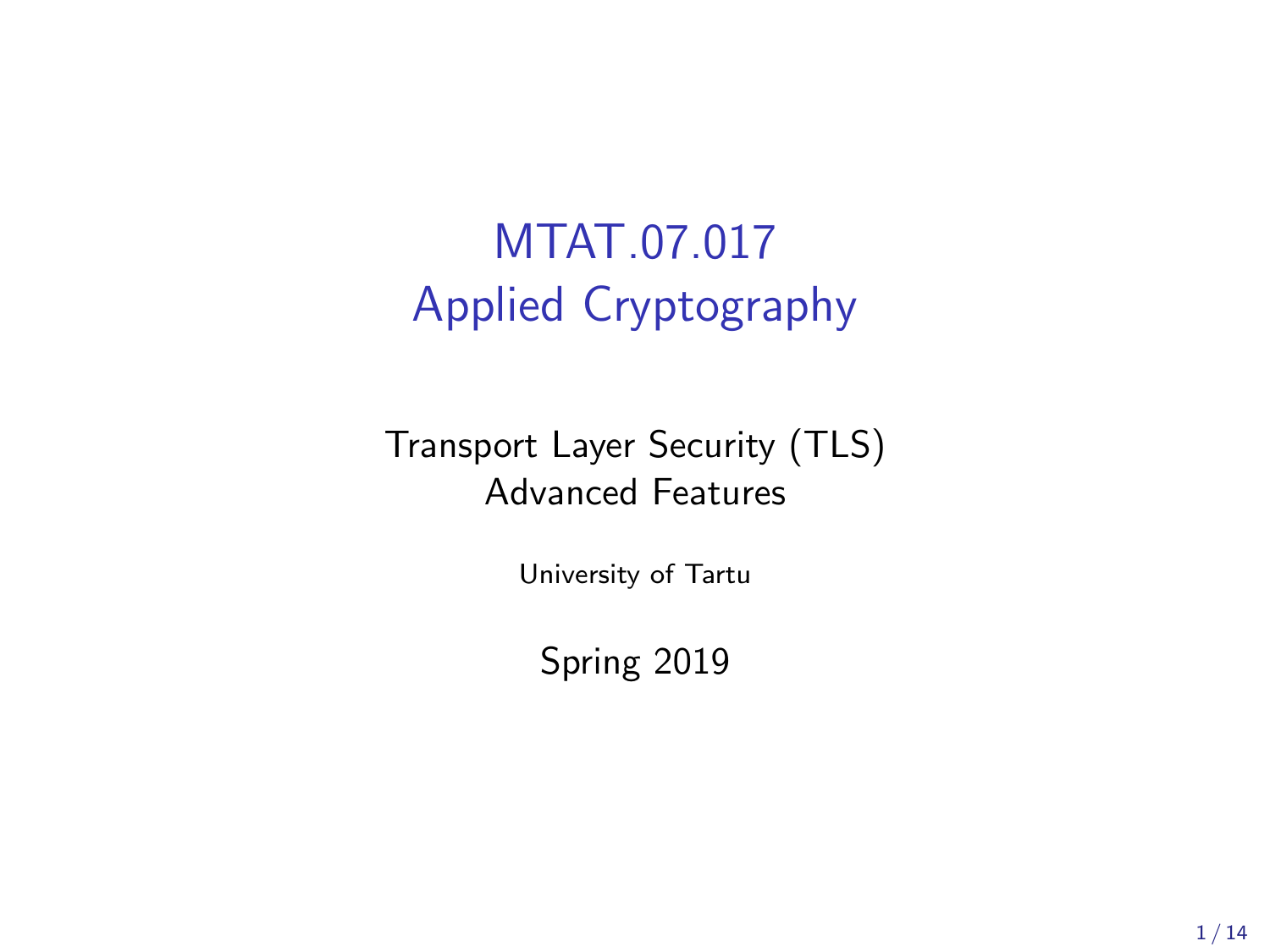# MTAT.07.017
# Applied Cryptography

Transport Layer Security (TLS)
Advanced Features

University of Tartu

Spring 2019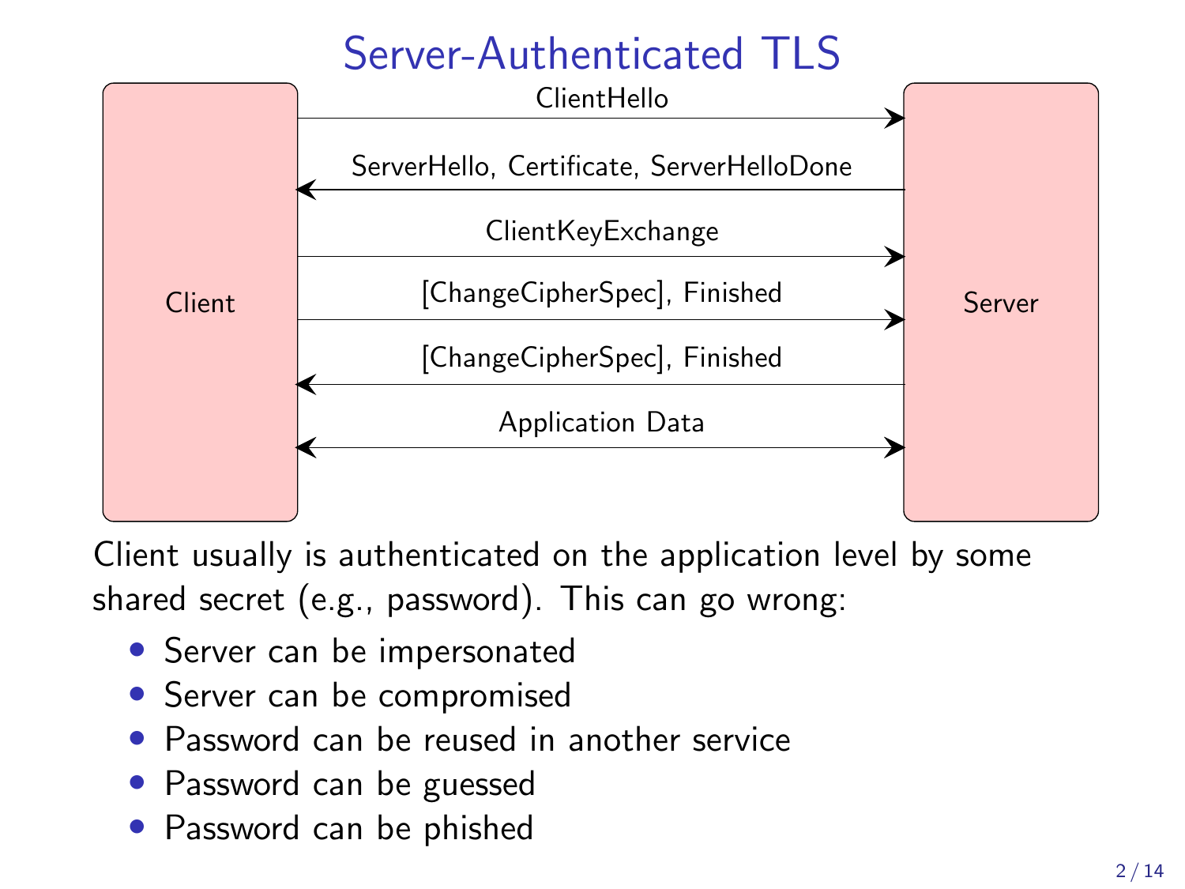# Server-Authenticated TLS

Client → Server: ClientHello

Server → Client: ServerHello, Certificate, ServerHelloDone

Client → Server: ClientKeyExchange

Client → Server: [ChangeCipherSpec], Finished

Server → Client: [ChangeCipherSpec], Finished

Client ↔ Server: Application Data

Client usually is authenticated on the application level by some shared secret (e.g., password). This can go wrong:

- Server can be impersonated
- Server can be compromised
- Password can be reused in another service
- Password can be guessed
- Password can be phished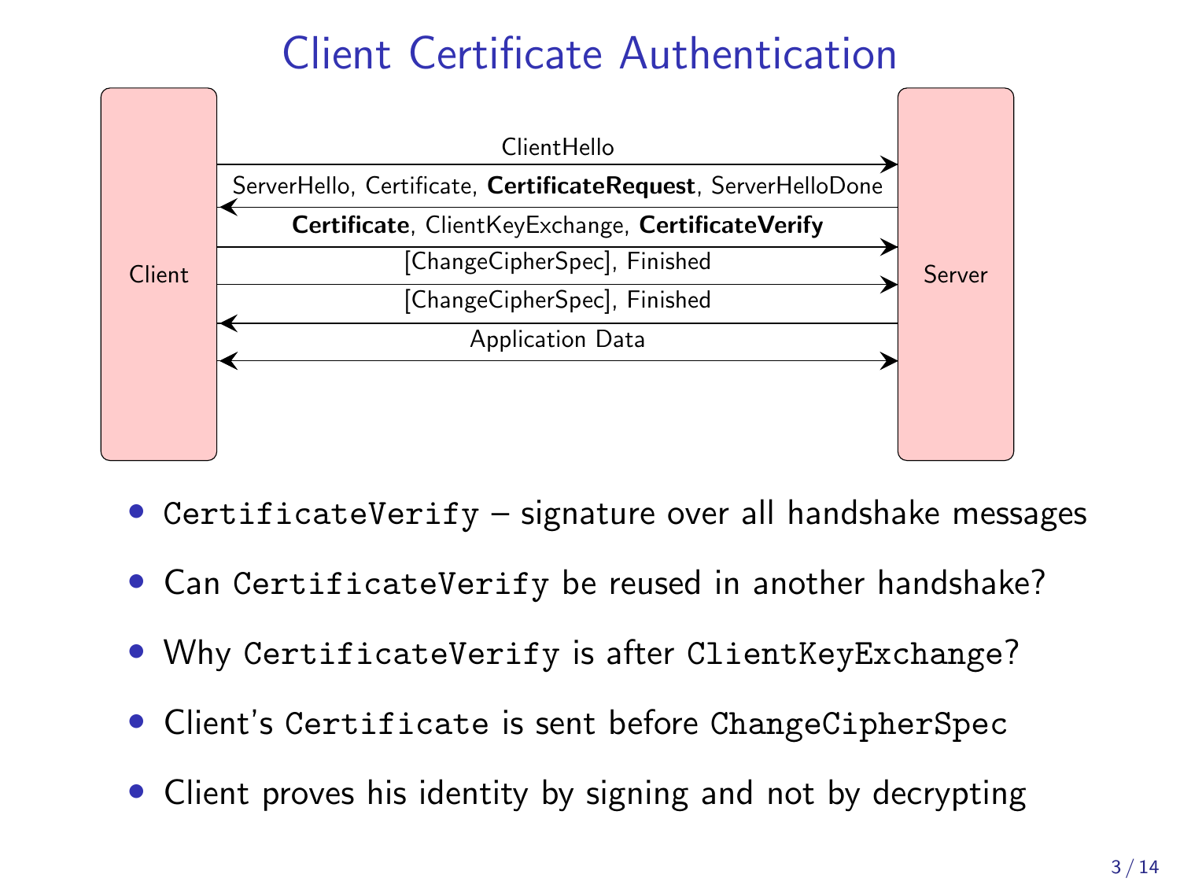# Client Certificate Authentication

Client → Server: ClientHello

Server → Client: ServerHello, Certificate, **CertificateRequest**, ServerHelloDone

Client → Server: **Certificate**, ClientKeyExchange, **CertificateVerify**

Client → Server: [ChangeCipherSpec], Finished

Server → Client: [ChangeCipherSpec], Finished

Client ↔ Server: Application Data

- `CertificateVerify` – signature over all handshake messages
- Can `CertificateVerify` be reused in another handshake?
- Why `CertificateVerify` is after `ClientKeyExchange`?
- Client's `Certificate` is sent before `ChangeCipherSpec`
- Client proves his identity by signing and not by decrypting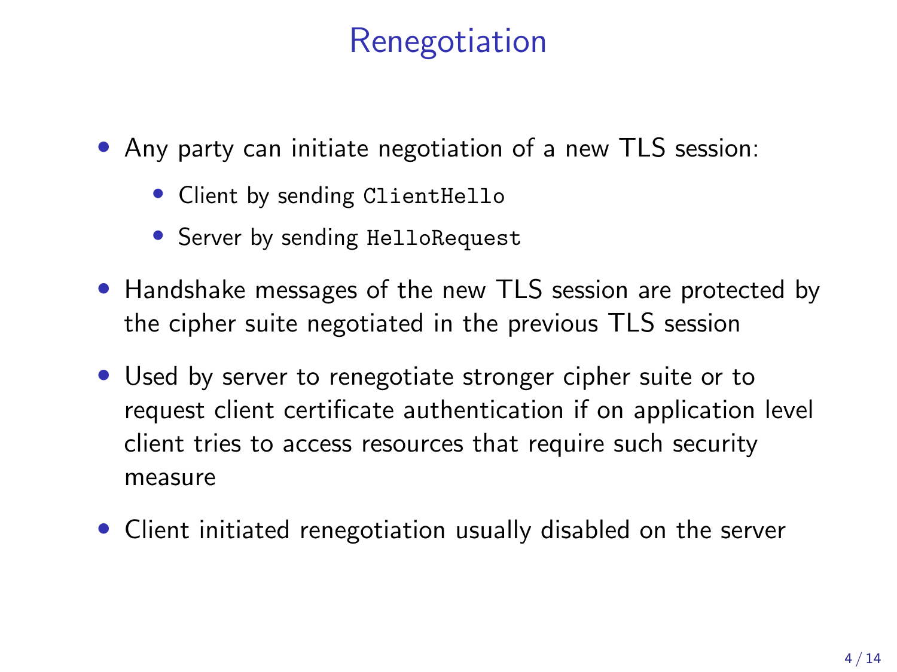# Renegotiation

- Any party can initiate negotiation of a new TLS session:
  - Client by sending `ClientHello`
  - Server by sending `HelloRequest`
- Handshake messages of the new TLS session are protected by the cipher suite negotiated in the previous TLS session
- Used by server to renegotiate stronger cipher suite or to request client certificate authentication if on application level client tries to access resources that require such security measure
- Client initiated renegotiation usually disabled on the server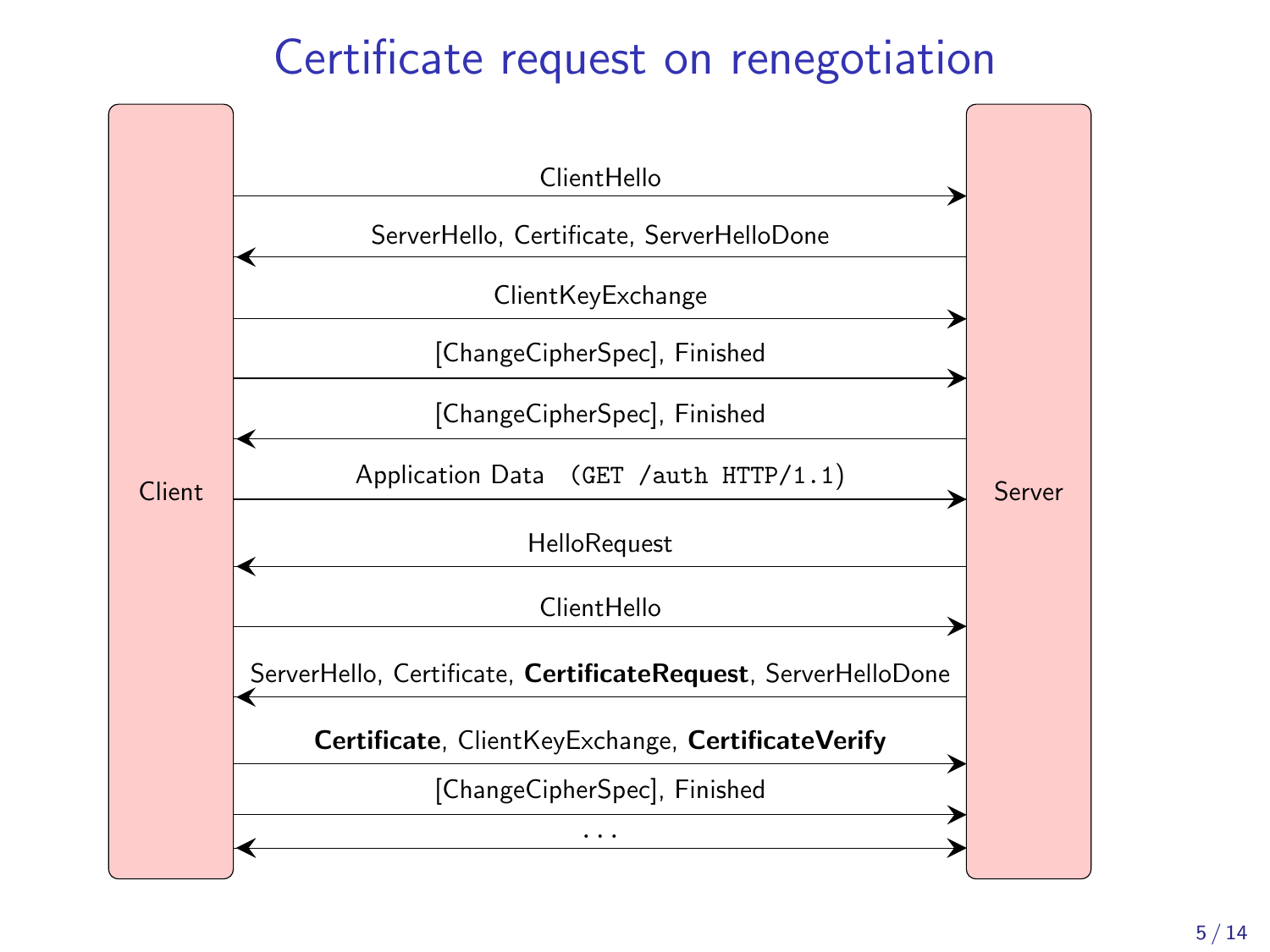# Certificate request on renegotiation

**Client** ↔ **Server**

- Client → Server: ClientHello
- Server → Client: ServerHello, Certificate, ServerHelloDone
- Client → Server: ClientKeyExchange
- Client → Server: [ChangeCipherSpec], Finished
- Server → Client: [ChangeCipherSpec], Finished
- Client → Server: Application Data (`GET /auth HTTP/1.1`)
- Server → Client: HelloRequest
- Client → Server: ClientHello
- Server → Client: ServerHello, Certificate, **CertificateRequest**, ServerHelloDone
- Client → Server: **Certificate**, ClientKeyExchange, **CertificateVerify**
- Client → Server: [ChangeCipherSpec], Finished
- Client ↔ Server: . . .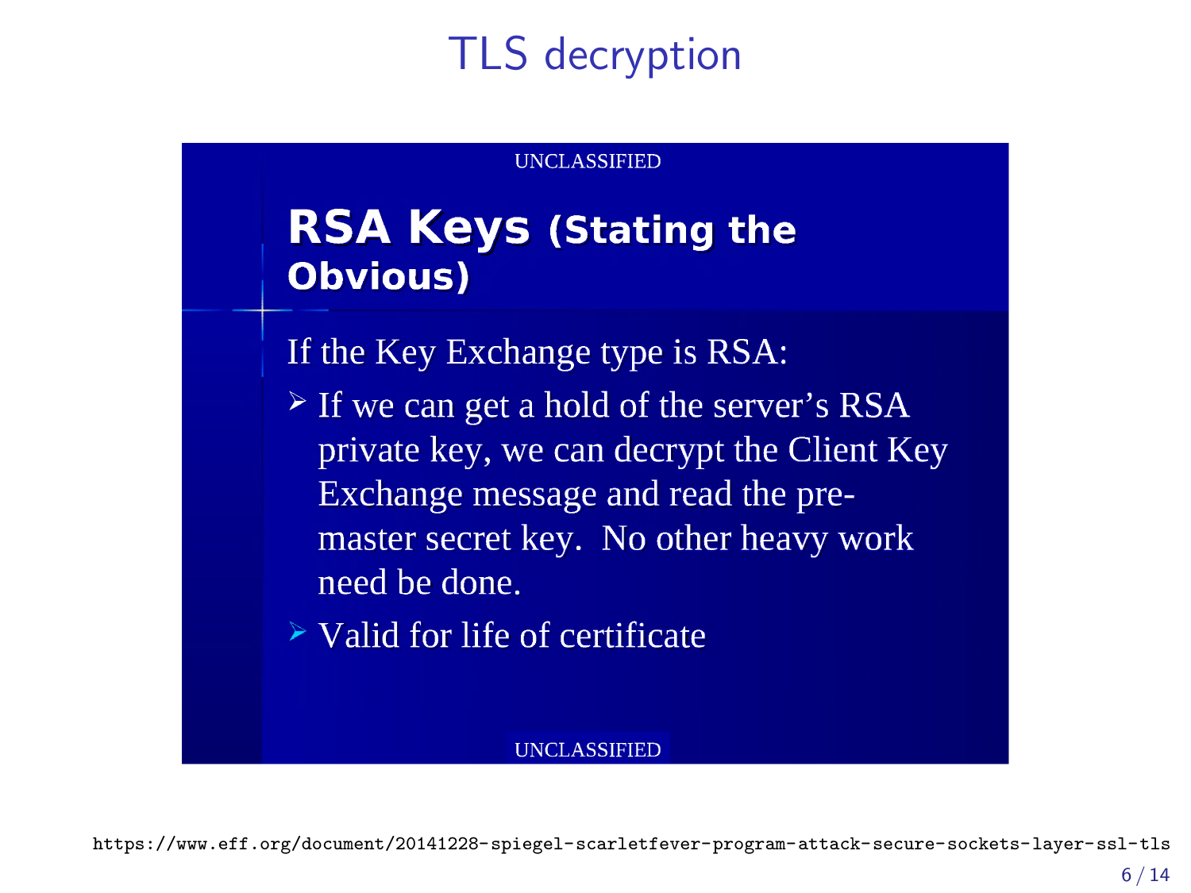# TLS decryption

UNCLASSIFIED

## RSA Keys (Stating the Obvious)

If the Key Exchange type is RSA:

- If we can get a hold of the server's RSA private key, we can decrypt the Client Key Exchange message and read the pre-master secret key. No other heavy work need be done.
- Valid for life of certificate

UNCLASSIFIED

https://www.eff.org/document/20141228-spiegel-scarletfever-program-attack-secure-sockets-layer-ssl-tls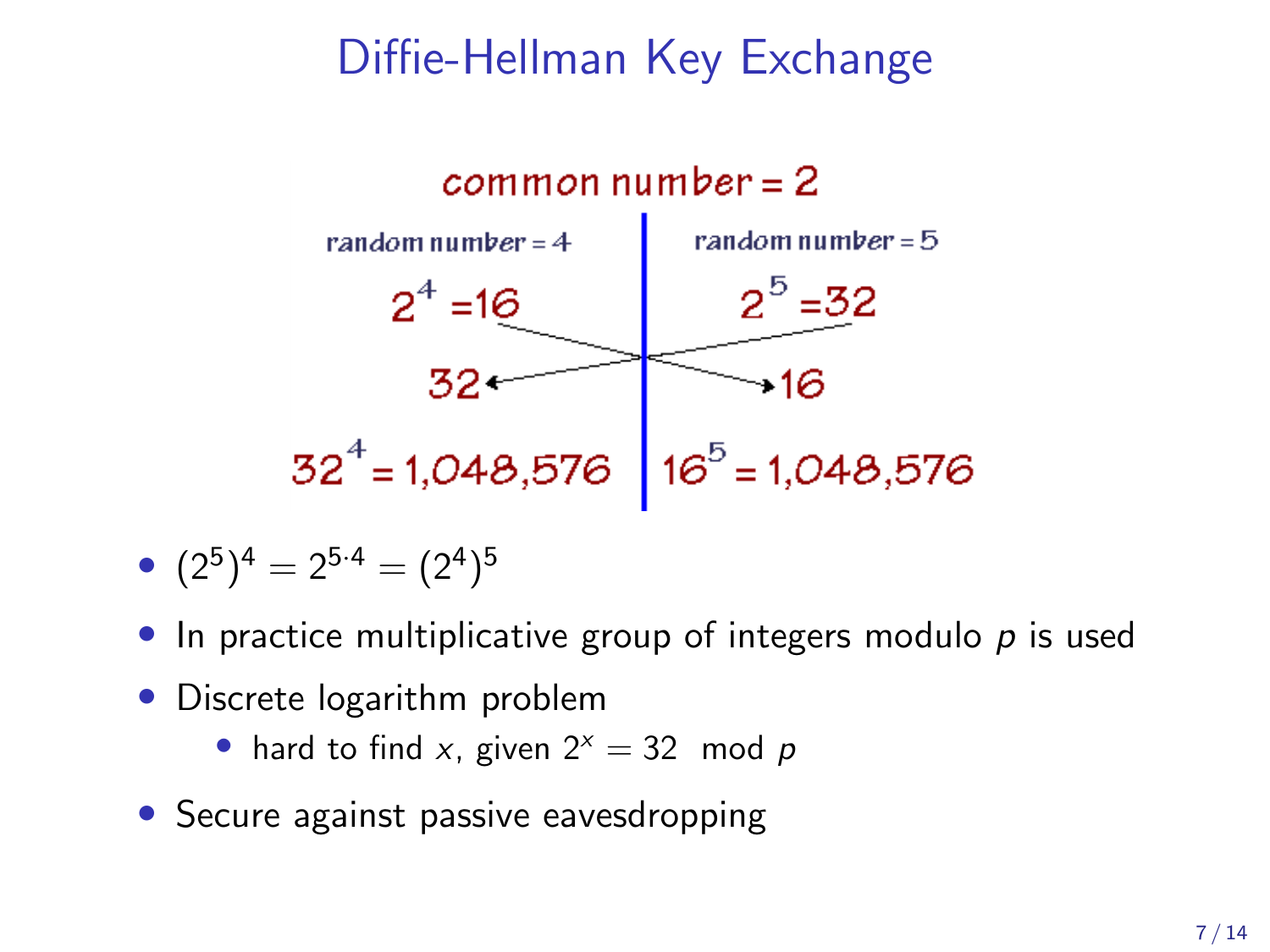# Diffie-Hellman Key Exchange

common number = 2

| random number = 4 | random number = 5 |
| --- | --- |
| $2^4 = 16$ | $2^5 = 32$ |
| 32 | 16 |
| $32^4 = 1,048,576$ | $16^5 = 1,048,576$ |

- $(2^5)^4 = 2^{5 \cdot 4} = (2^4)^5$
- In practice multiplicative group of integers modulo $p$ is used
- Discrete logarithm problem
  - hard to find $x$, given $2^x = 32 \mod p$
- Secure against passive eavesdropping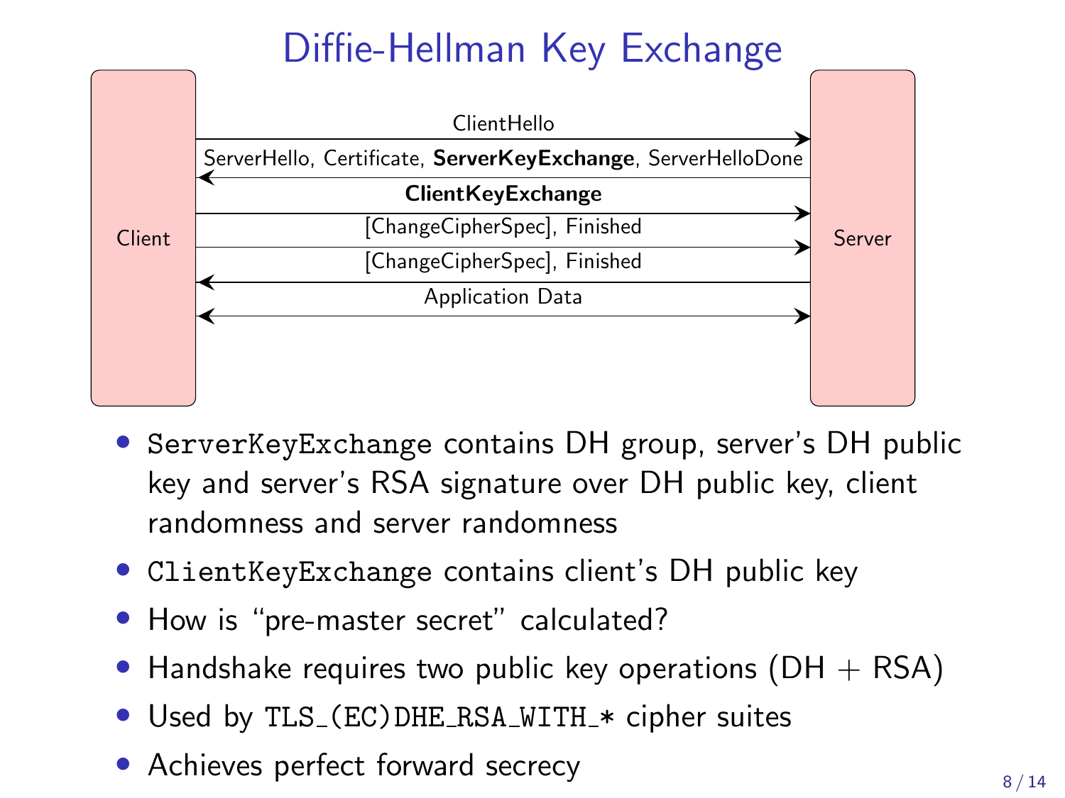# Diffie-Hellman Key Exchange

Client → Server: ClientHello

Server → Client: ServerHello, Certificate, **ServerKeyExchange**, ServerHelloDone

Client → Server: **ClientKeyExchange**

Client → Server: [ChangeCipherSpec], Finished

Server → Client: [ChangeCipherSpec], Finished

Client ↔ Server: Application Data

- `ServerKeyExchange` contains DH group, server's DH public key and server's RSA signature over DH public key, client randomness and server randomness
- `ClientKeyExchange` contains client's DH public key
- How is "pre-master secret" calculated?
- Handshake requires two public key operations (DH + RSA)
- Used by `TLS_(EC)DHE_RSA_WITH_*` cipher suites
- Achieves perfect forward secrecy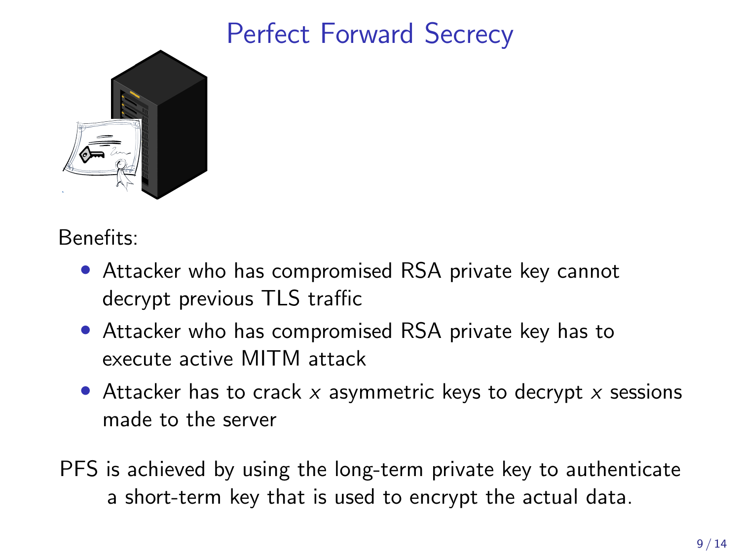# Perfect Forward Secrecy

Benefits:

- Attacker who has compromised RSA private key cannot decrypt previous TLS traffic
- Attacker who has compromised RSA private key has to execute active MITM attack
- Attacker has to crack $x$ asymmetric keys to decrypt $x$ sessions made to the server

PFS is achieved by using the long-term private key to authenticate a short-term key that is used to encrypt the actual data.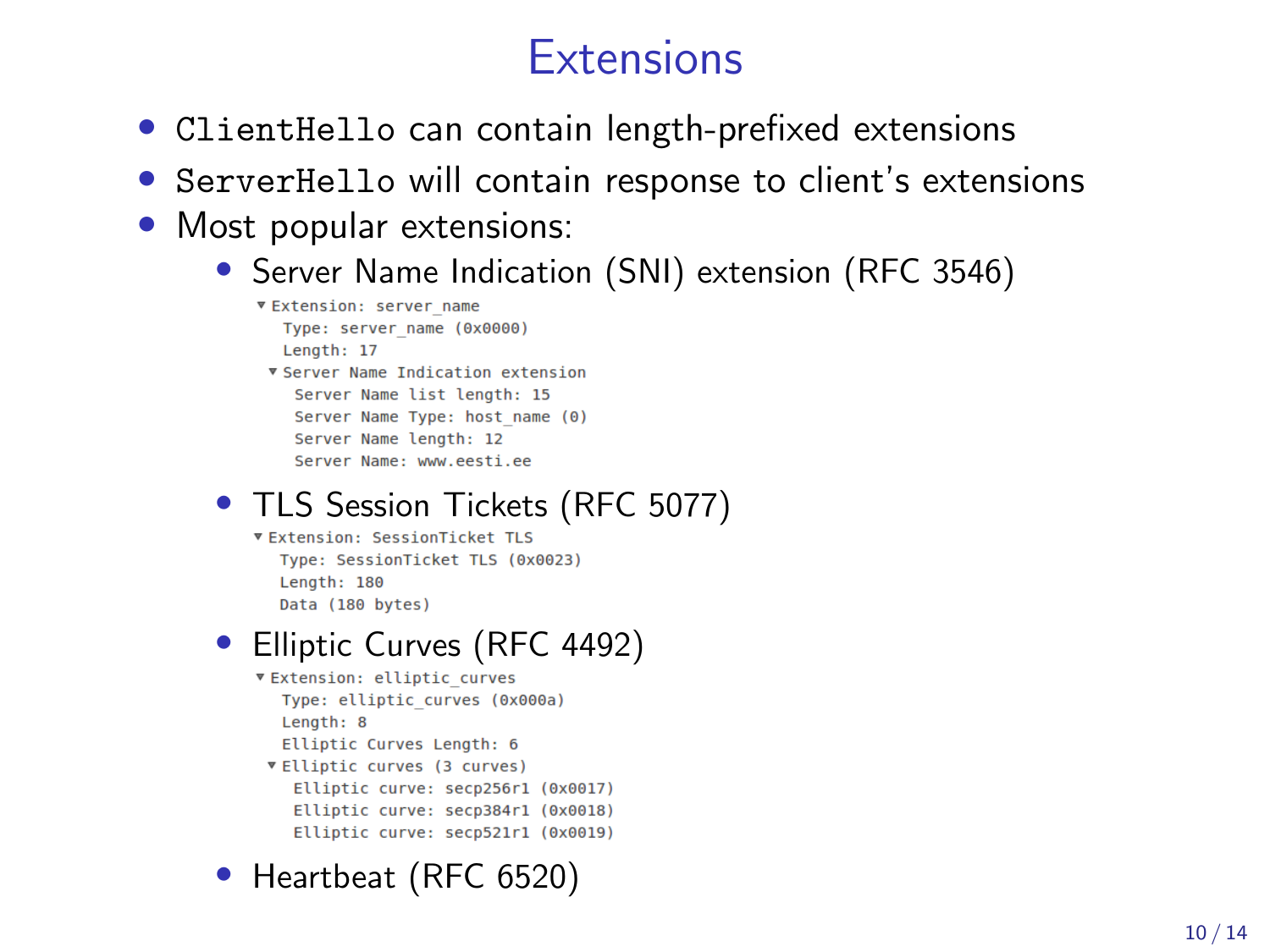# Extensions

- `ClientHello` can contain length-prefixed extensions
- `ServerHello` will contain response to client's extensions
- Most popular extensions:
  - Server Name Indication (SNI) extension (RFC 3546)

    ```
    ▼ Extension: server_name
        Type: server_name (0x0000)
        Length: 17
      ▼ Server Name Indication extension
          Server Name list length: 15
          Server Name Type: host_name (0)
          Server Name length: 12
          Server Name: www.eesti.ee
    ```

  - TLS Session Tickets (RFC 5077)

    ```
    ▼ Extension: SessionTicket TLS
        Type: SessionTicket TLS (0x0023)
        Length: 180
        Data (180 bytes)
    ```

  - Elliptic Curves (RFC 4492)

    ```
    ▼ Extension: elliptic_curves
        Type: elliptic_curves (0x000a)
        Length: 8
        Elliptic Curves Length: 6
      ▼ Elliptic curves (3 curves)
          Elliptic curve: secp256r1 (0x0017)
          Elliptic curve: secp384r1 (0x0018)
          Elliptic curve: secp521r1 (0x0019)
    ```

  - Heartbeat (RFC 6520)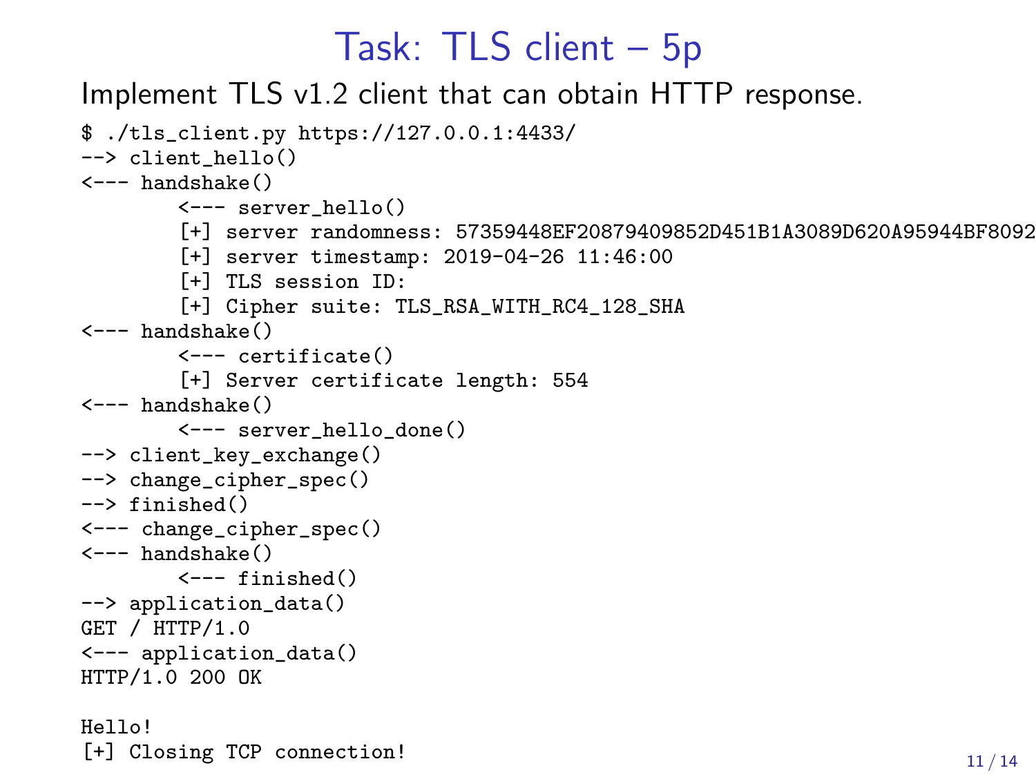# Task: TLS client – 5p

Implement TLS v1.2 client that can obtain HTTP response.

```
$ ./tls_client.py https://127.0.0.1:4433/
--> client_hello()
<--- handshake()
        <--- server_hello()
        [+] server randomness: 57359448EF20879409852D451B1A3089D620A95944BF8092
        [+] server timestamp: 2019-04-26 11:46:00
        [+] TLS session ID:
        [+] Cipher suite: TLS_RSA_WITH_RC4_128_SHA
<--- handshake()
        <--- certificate()
        [+] Server certificate length: 554
<--- handshake()
        <--- server_hello_done()
--> client_key_exchange()
--> change_cipher_spec()
--> finished()
<--- change_cipher_spec()
<--- handshake()
        <--- finished()
--> application_data()
GET / HTTP/1.0
<--- application_data()
HTTP/1.0 200 OK

Hello!
[+] Closing TCP connection!
```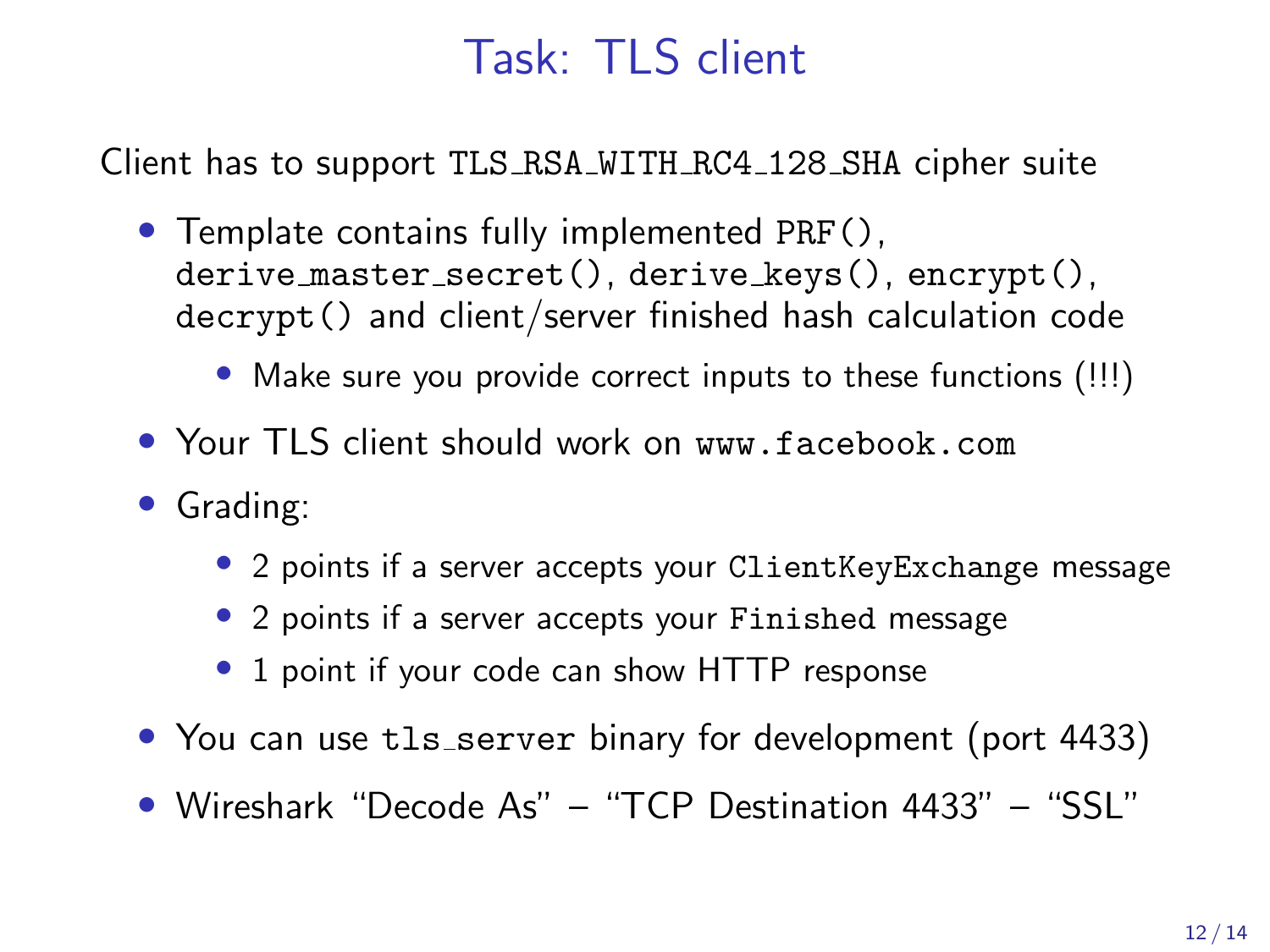# Task: TLS client

Client has to support `TLS_RSA_WITH_RC4_128_SHA` cipher suite

- Template contains fully implemented `PRF()`, `derive_master_secret()`, `derive_keys()`, `encrypt()`, `decrypt()` and client/server finished hash calculation code
  - Make sure you provide correct inputs to these functions (!!!)
- Your TLS client should work on `www.facebook.com`
- Grading:
  - 2 points if a server accepts your `ClientKeyExchange` message
  - 2 points if a server accepts your `Finished` message
  - 1 point if your code can show HTTP response
- You can use `tls_server` binary for development (port 4433)
- Wireshark "Decode As" – "TCP Destination 4433" – "SSL"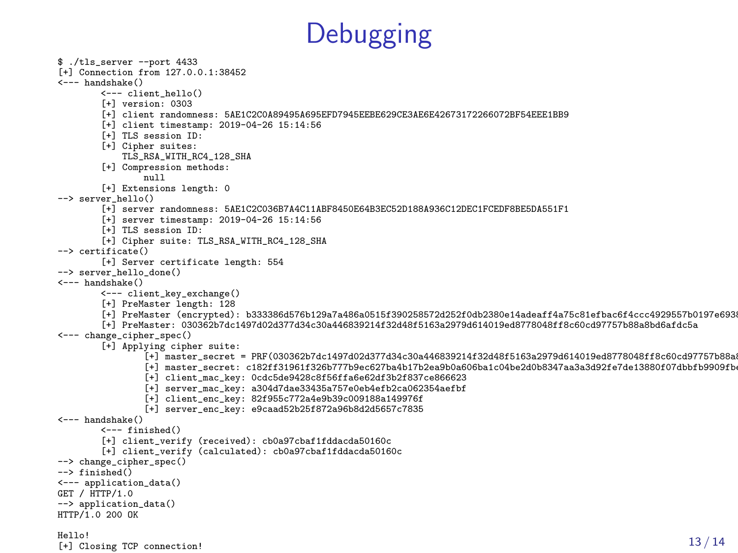# Debugging

```
$ ./tls_server --port 4433
[+] Connection from 127.0.0.1:38452
<--- handshake()
        <--- client_hello()
        [+] version: 0303
        [+] client randomness: 5AE1C2C0A89495A695EFD7945EEBE629CE3AE6E42673172266072BF54EEE1BB9
        [+] client timestamp: 2019-04-26 15:14:56
        [+] TLS session ID:
        [+] Cipher suites:
            TLS_RSA_WITH_RC4_128_SHA
        [+] Compression methods:
                null
        [+] Extensions length: 0
--> server_hello()
        [+] server randomness: 5AE1C2C036B7A4C11ABF8450E64B3EC52D188A936C12DEC1FCEDF8BE5DA551F1
        [+] server timestamp: 2019-04-26 15:14:56
        [+] TLS session ID:
        [+] Cipher suite: TLS_RSA_WITH_RC4_128_SHA
--> certificate()
        [+] Server certificate length: 554
--> server_hello_done()
<--- handshake()
        <--- client_key_exchange()
        [+] PreMaster length: 128
        [+] PreMaster (encrypted): b333386d576b129a7a486a0515f390258572d252f0db2380e14adeaff4a75c81efbac6f4ccc4929557b0197e693
        [+] PreMaster: 030362b7dc1497d02d377d34c30a446839214f32d48f5163a2979d614019ed8778048ff8c60cd97757b88a8bd6afdc5a
<--- change_cipher_spec()
        [+] Applying cipher suite:
                [+] master_secret = PRF(030362b7dc1497d02d377d34c30a446839214f32d48f5163a2979d614019ed8778048ff8c60cd97757b88a
                [+] master_secret: c182ff31961f326b777b9ec627ba4b17b2ea9b0a606ba1c04be2d0b8347aa3a3d92fe7de13880f07dbbfb9909fb
                [+] client_mac_key: 0cdc5de9428c8f56ffa6e62df3b2f837ce866623
                [+] server_mac_key: a304d7dae33435a757e0eb4efb2ca062354aefbf
                [+] client_enc_key: 82f955c772a4e9b39c009188a149976f
                [+] server_enc_key: e9caad52b25f872a96b8d2d5657c7835
<--- handshake()
        <--- finished()
        [+] client_verify (received): cb0a97cbaf1fddacda50160c
        [+] client_verify (calculated): cb0a97cbaf1fddacda50160c
--> change_cipher_spec()
--> finished()
<--- application_data()
GET / HTTP/1.0
--> application_data()
HTTP/1.0 200 OK

Hello!
[+] Closing TCP connection!
```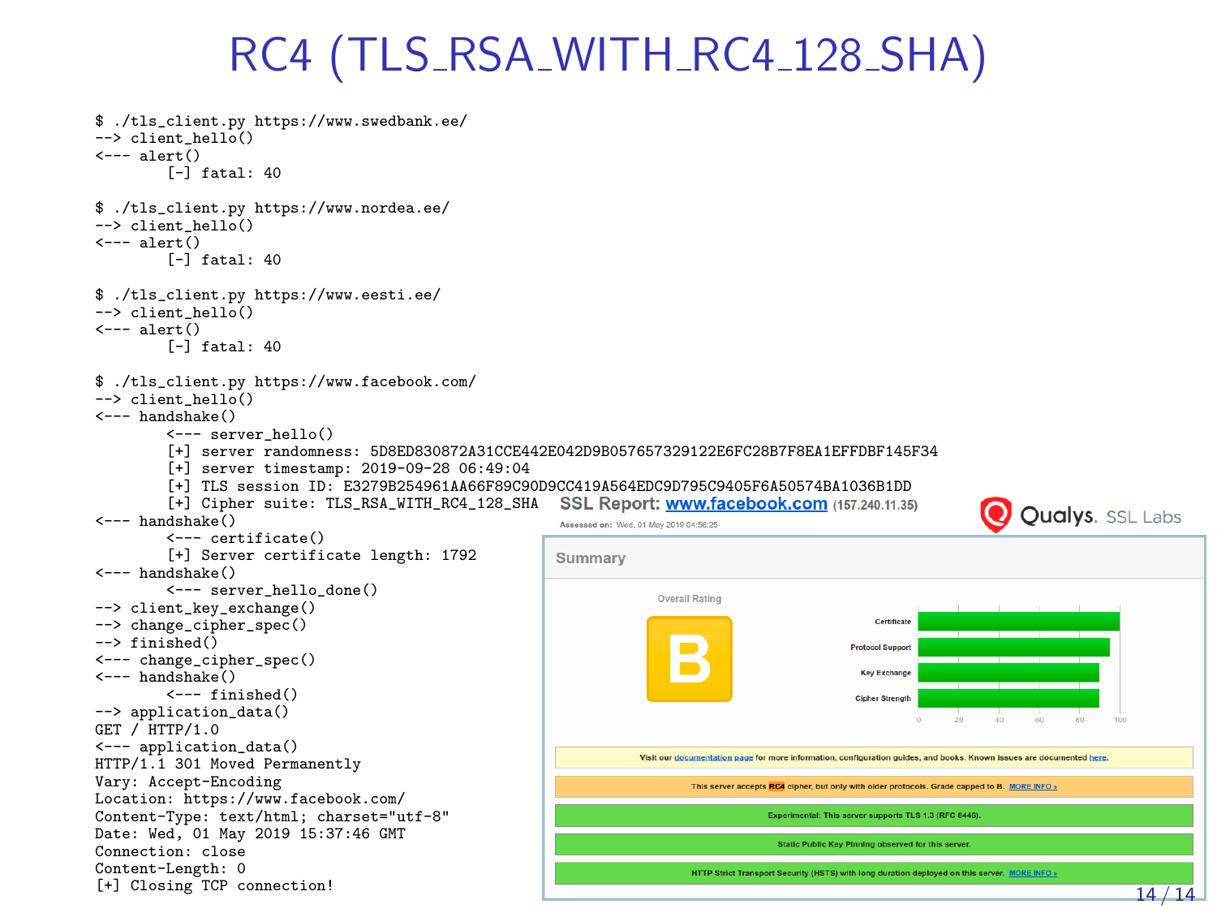# RC4 (TLS_RSA_WITH_RC4_128_SHA)

```
$ ./tls_client.py https://www.swedbank.ee/
--> client_hello()
<--- alert()
        [-] fatal: 40

$ ./tls_client.py https://www.nordea.ee/
--> client_hello()
<--- alert()
        [-] fatal: 40

$ ./tls_client.py https://www.eesti.ee/
--> client_hello()
<--- alert()
        [-] fatal: 40

$ ./tls_client.py https://www.facebook.com/
--> client_hello()
<--- handshake()
        <--- server_hello()
        [+] server randomness: 5D8ED830872A31CCE442E042D9B057657329122E6FC28B7F8EA1EFFDBF145F34
        [+] server timestamp: 2019-09-28 06:49:04
        [+] TLS session ID: E3279B254961AA66F89C90D9CC419A564EDC9D795C9405F6A50574BA1036B1DD
        [+] Cipher suite: TLS_RSA_WITH_RC4_128_SHA
<--- handshake()
        <--- certificate()
        [+] Server certificate length: 1792
<--- handshake()
        <--- server_hello_done()
--> client_key_exchange()
--> change_cipher_spec()
--> finished()
<--- change_cipher_spec()
<--- handshake()
        <--- finished()
--> application_data()
GET / HTTP/1.0
<--- application_data()
HTTP/1.1 301 Moved Permanently
Vary: Accept-Encoding
Location: https://www.facebook.com/
Content-Type: text/html; charset="utf-8"
Date: Wed, 01 May 2019 15:37:46 GMT
Connection: close
Content-Length: 0
[+] Closing TCP connection!
```

**SSL Report: www.facebook.com** (157.240.11.35)

Qualys. SSL Labs

Assessed on: Wed, 01 May 2019 04:56:25

**Summary**

Overall Rating: **B**

Certificate, Protocol Support, Key Exchange, Cipher Strength (0–100)

Visit our documentation page for more information, configuration guides, and books. Known issues are documented here.

This server accepts RC4 cipher, but only with older protocols. Grade capped to B. MORE INFO »

Experimental: This server supports TLS 1.3 (RFC 8446).

Static Public Key Pinning observed for this server.

HTTP Strict Transport Security (HSTS) with long duration deployed on this server. MORE INFO »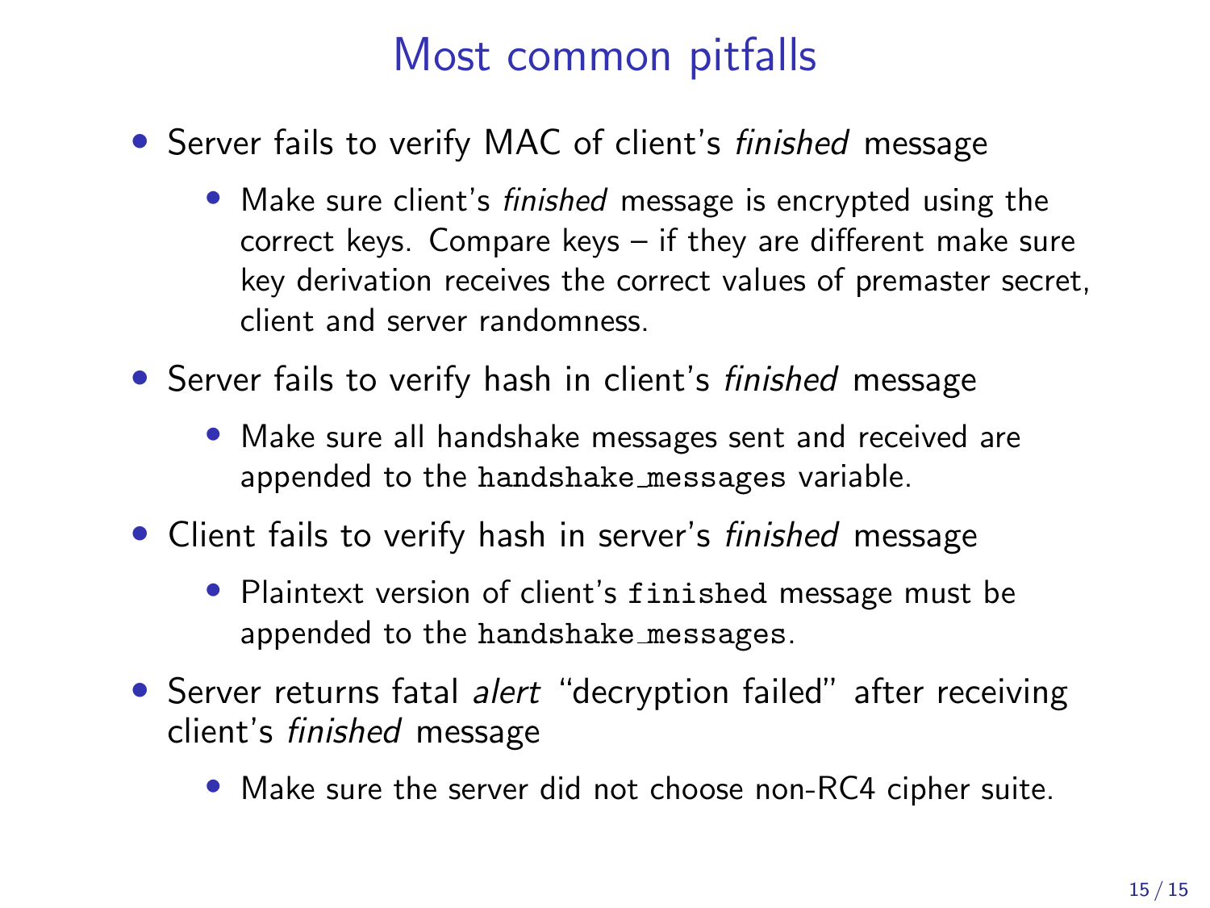# Most common pitfalls

- Server fails to verify MAC of client's *finished* message
  - Make sure client's *finished* message is encrypted using the correct keys. Compare keys – if they are different make sure key derivation receives the correct values of premaster secret, client and server randomness.
- Server fails to verify hash in client's *finished* message
  - Make sure all handshake messages sent and received are appended to the `handshake_messages` variable.
- Client fails to verify hash in server's *finished* message
  - Plaintext version of client's `finished` message must be appended to the `handshake_messages`.
- Server returns fatal *alert* "decryption failed" after receiving client's *finished* message
  - Make sure the server did not choose non-RC4 cipher suite.